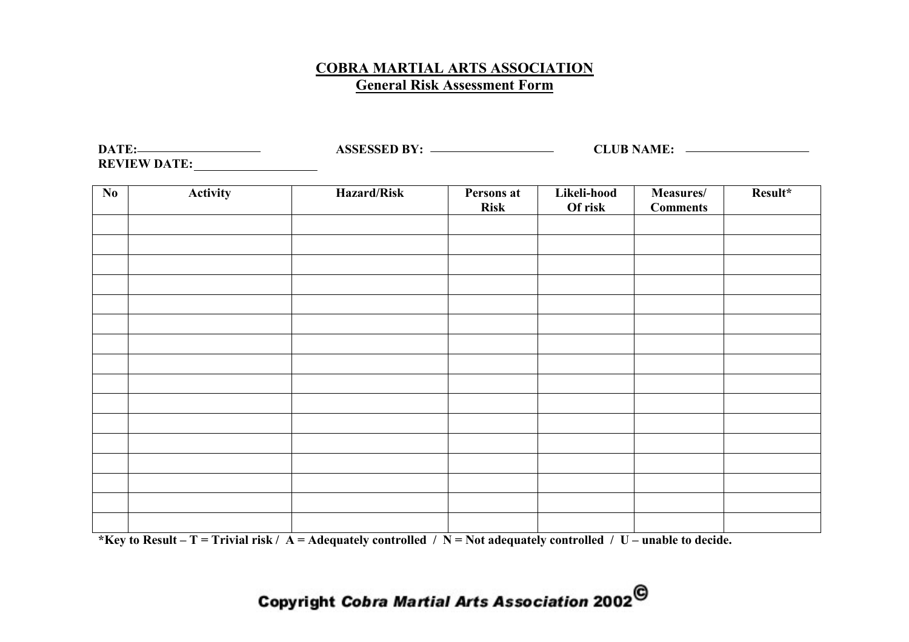# COBRA MARTIAL ARTS ASSOCIATION

## General Risk Assessment Form

**DATE:** \_\_\_\_\_\_\_\_\_\_\_\_\_\_\_\_\_\_\_\_ **ASSESSED BY:** \_\_\_\_\_\_\_\_\_\_\_\_\_\_\_\_\_\_\_\_ **CLUB NAME:** \_\_\_\_\_\_\_\_\_\_\_\_\_\_\_\_\_\_\_\_

**REVIEW DATE:** \_\_\_\_\_\_\_\_\_\_\_\_\_\_\_\_\_\_\_\_

| No | Activity | Hazard/Risk | Persons at Risk | Likeli-hood Of risk | Measures/ Comments | Result* |
|---|---|---|---|---|---|---|
| | | | | | | |
| | | | | | | |
| | | | | | | |
| | | | | | | |
| | | | | | | |
| | | | | | | |
| | | | | | | |
| | | | | | | |
| | | | | | | |
| | | | | | | |
| | | | | | | |
| | | | | | | |
| | | | | | | |
| | | | | | | |
| | | | | | | |
| | | | | | | |

**\*Key to Result – T = Trivial risk / A = Adequately controlled / N = Not adequately controlled / U – unable to decide.**

**Copyright *Cobra Martial Arts Association* 2002©**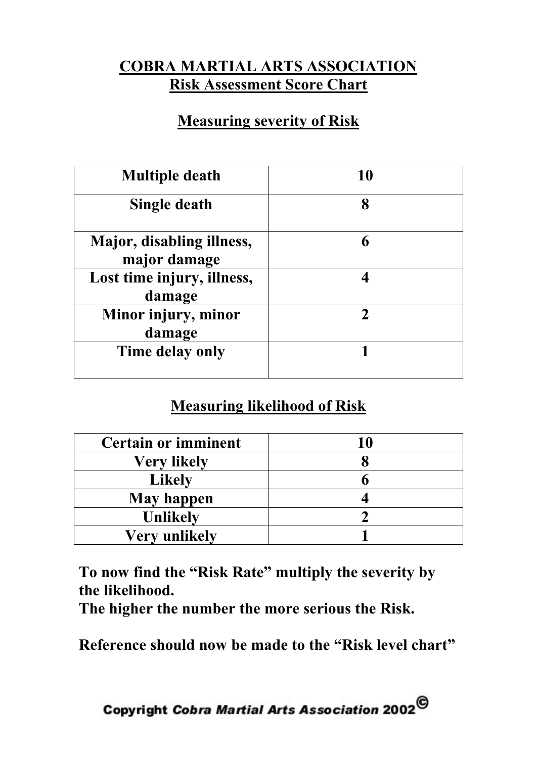# COBRA MARTIAL ARTS ASSOCIATION
## Risk Assessment Score Chart

### Measuring severity of Risk

| Multiple death | 10 |
|---|---|
| Single death | 8 |
| Major, disabling illness, major damage | 6 |
| Lost time injury, illness, damage | 4 |
| Minor injury, minor damage | 2 |
| Time delay only | 1 |

### Measuring likelihood of Risk

| Certain or imminent | 10 |
|---|---|
| Very likely | 8 |
| Likely | 6 |
| May happen | 4 |
| Unlikely | 2 |
| Very unlikely | 1 |

**To now find the "Risk Rate" multiply the severity by the likelihood.**
**The higher the number the more serious the Risk.**

**Reference should now be made to the "Risk level chart"**

Copyright *Cobra Martial Arts Association* 2002©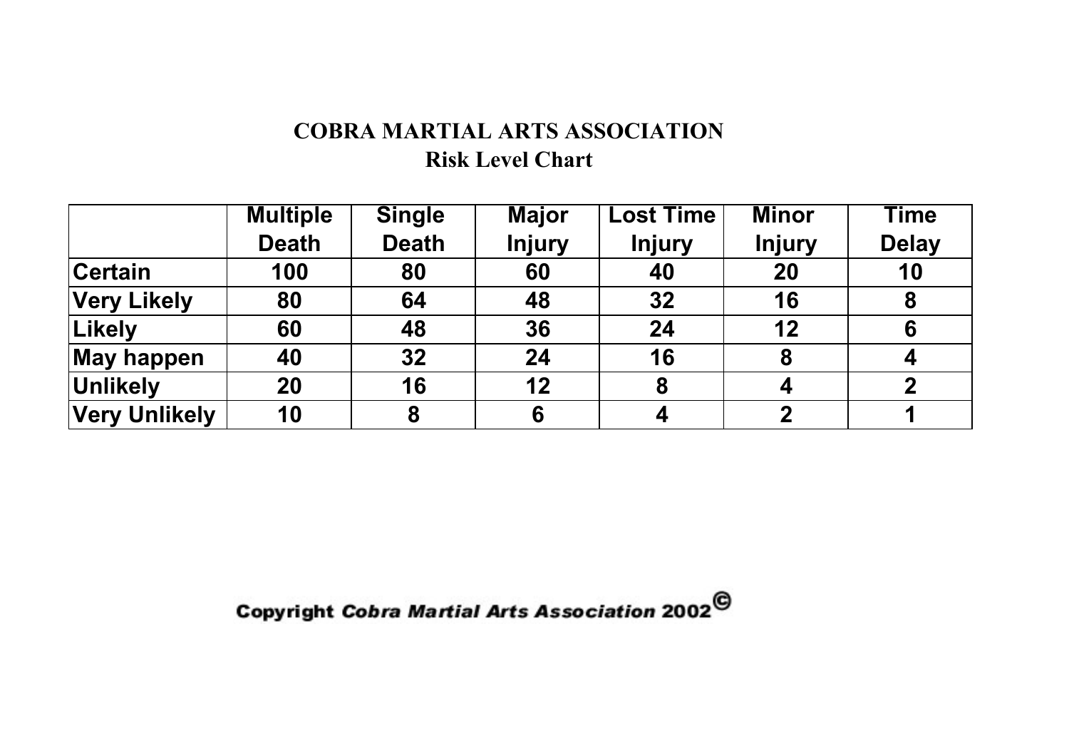# COBRA MARTIAL ARTS ASSOCIATION

## Risk Level Chart

| | Multiple Death | Single Death | Major Injury | Lost Time Injury | Minor Injury | Time Delay |
|---|---|---|---|---|---|---|
| Certain | 100 | 80 | 60 | 40 | 20 | 10 |
| Very Likely | 80 | 64 | 48 | 32 | 16 | 8 |
| Likely | 60 | 48 | 36 | 24 | 12 | 6 |
| May happen | 40 | 32 | 24 | 16 | 8 | 4 |
| Unlikely | 20 | 16 | 12 | 8 | 4 | 2 |
| Very Unlikely | 10 | 8 | 6 | 4 | 2 | 1 |

**Copyright *Cobra Martial Arts Association* 2002©**